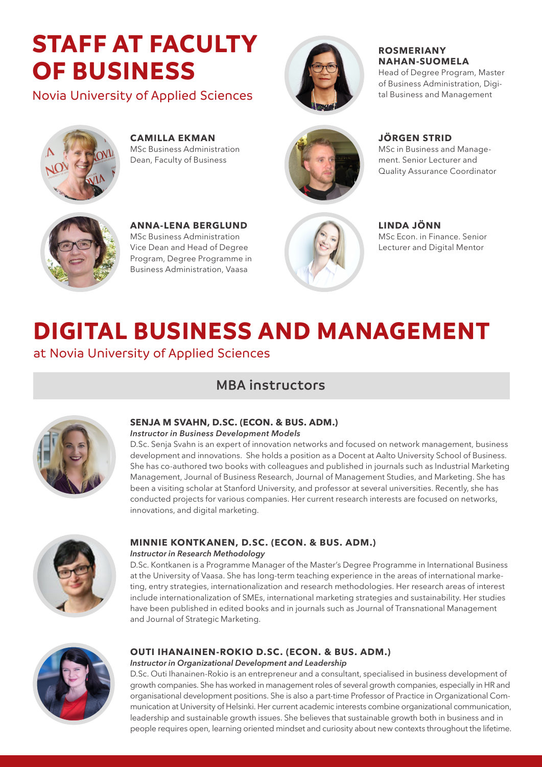# STAFF AT FACULTY OF BUSINESS

Novia University of Applied Sciences

**ROSMERIANY NAHAN-SUOMELA**
Head of Degree Program, Master of Business Administration, Digital Business and Management

**CAMILLA EKMAN**
MSc Business Administration
Dean, Faculty of Business

**JÖRGEN STRID**
MSc in Business and Management. Senior Lecturer and Quality Assurance Coordinator

**ANNA-LENA BERGLUND**
MSc Business Administration
Vice Dean and Head of Degree Program, Degree Programme in Business Administration, Vaasa

**LINDA JÖNN**
MSc Econ. in Finance. Senior Lecturer and Digital Mentor

# DIGITAL BUSINESS AND MANAGEMENT

at Novia University of Applied Sciences

## MBA instructors

### SENJA M SVAHN, D.SC. (ECON. & BUS. ADM.)

*Instructor in Business Development Models*

D.Sc. Senja Svahn is an expert of innovation networks and focused on network management, business development and innovations. She holds a position as a Docent at Aalto University School of Business. She has co-authored two books with colleagues and published in journals such as Industrial Marketing Management, Journal of Business Research, Journal of Management Studies, and Marketing. She has been a visiting scholar at Stanford University, and professor at several universities. Recently, she has conducted projects for various companies. Her current research interests are focused on networks, innovations, and digital marketing.

### MINNIE KONTKANEN, D.SC. (ECON. & BUS. ADM.)

*Instructor in Research Methodology*

D.Sc. Kontkanen is a Programme Manager of the Master's Degree Programme in International Business at the University of Vaasa. She has long-term teaching experience in the areas of international marketing, entry strategies, internationalization and research methodologies. Her research areas of interest include internationalization of SMEs, international marketing strategies and sustainability. Her studies have been published in edited books and in journals such as Journal of Transnational Management and Journal of Strategic Marketing.

### OUTI IHANAINEN-ROKIO D.SC. (ECON. & BUS. ADM.)

*Instructor in Organizational Development and Leadership*

D.Sc. Outi Ihanainen-Rokio is an entrepreneur and a consultant, specialised in business development of growth companies. She has worked in management roles of several growth companies, especially in HR and organisational development positions. She is also a part-time Professor of Practice in Organizational Communication at University of Helsinki. Her current academic interests combine organizational communication, leadership and sustainable growth issues. She believes that sustainable growth both in business and in people requires open, learning oriented mindset and curiosity about new contexts throughout the lifetime.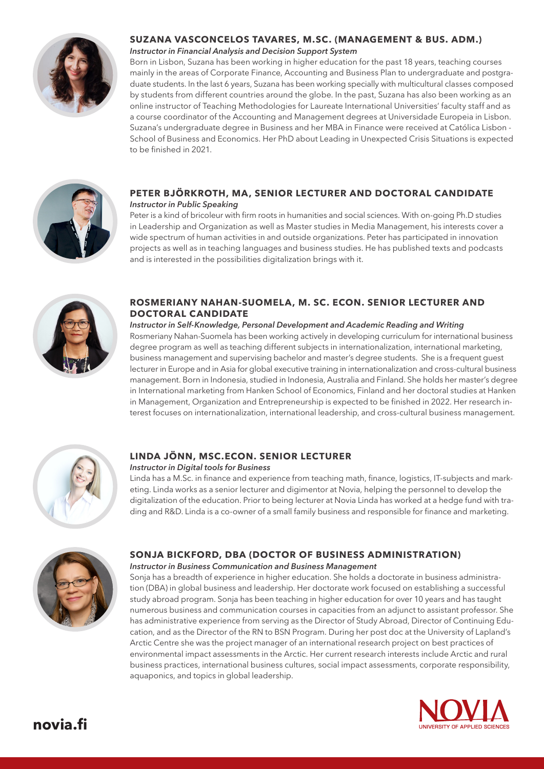## SUZANA VASCONCELOS TAVARES, M.SC. (MANAGEMENT & BUS. ADM.)

*Instructor in Financial Analysis and Decision Support System*

Born in Lisbon, Suzana has been working in higher education for the past 18 years, teaching courses mainly in the areas of Corporate Finance, Accounting and Business Plan to undergraduate and postgraduate students. In the last 6 years, Suzana has been working specially with multicultural classes composed by students from different countries around the globe. In the past, Suzana has also been working as an online instructor of Teaching Methodologies for Laureate International Universities' faculty staff and as a course coordinator of the Accounting and Management degrees at Universidade Europeia in Lisbon. Suzana's undergraduate degree in Business and her MBA in Finance were received at Católica Lisbon - School of Business and Economics. Her PhD about Leading in Unexpected Crisis Situations is expected to be finished in 2021.

## PETER BJÖRKROTH, MA, SENIOR LECTURER AND DOCTORAL CANDIDATE

*Instructor in Public Speaking*

Peter is a kind of bricoleur with firm roots in humanities and social sciences. With on-going Ph.D studies in Leadership and Organization as well as Master studies in Media Management, his interests cover a wide spectrum of human activities in and outside organizations. Peter has participated in innovation projects as well as in teaching languages and business studies. He has published texts and podcasts and is interested in the possibilities digitalization brings with it.

## ROSMERIANY NAHAN-SUOMELA, M. SC. ECON. SENIOR LECTURER AND DOCTORAL CANDIDATE

*Instructor in Self-Knowledge, Personal Development and Academic Reading and Writing*

Rosmeriany Nahan-Suomela has been working actively in developing curriculum for international business degree program as well as teaching different subjects in internationalization, international marketing, business management and supervising bachelor and master's degree students. She is a frequent guest lecturer in Europe and in Asia for global executive training in internationalization and cross-cultural business management. Born in Indonesia, studied in Indonesia, Australia and Finland. She holds her master's degree in International marketing from Hanken School of Economics, Finland and her doctoral studies at Hanken in Management, Organization and Entrepreneurship is expected to be finished in 2022. Her research interest focuses on internationalization, international leadership, and cross-cultural business management.

## LINDA JÖNN, MSC.ECON. SENIOR LECTURER

*Instructor in Digital tools for Business*

Linda has a M.Sc. in finance and experience from teaching math, finance, logistics, IT-subjects and marketing. Linda works as a senior lecturer and digimentor at Novia, helping the personnel to develop the digitalization of the education. Prior to being lecturer at Novia Linda has worked at a hedge fund with trading and R&D. Linda is a co-owner of a small family business and responsible for finance and marketing.

## SONJA BICKFORD, DBA (DOCTOR OF BUSINESS ADMINISTRATION)

*Instructor in Business Communication and Business Management*

Sonja has a breadth of experience in higher education. She holds a doctorate in business administration (DBA) in global business and leadership. Her doctorate work focused on establishing a successful study abroad program. Sonja has been teaching in higher education for over 10 years and has taught numerous business and communication courses in capacities from an adjunct to assistant professor. She has administrative experience from serving as the Director of Study Abroad, Director of Continuing Education, and as the Director of the RN to BSN Program. During her post doc at the University of Lapland's Arctic Centre she was the project manager of an international research project on best practices of environmental impact assessments in the Arctic. Her current research interests include Arctic and rural business practices, international business cultures, social impact assessments, corporate responsibility, aquaponics, and topics in global leadership.

**novia.fi**

NOVIA UNIVERSITY OF APPLIED SCIENCES